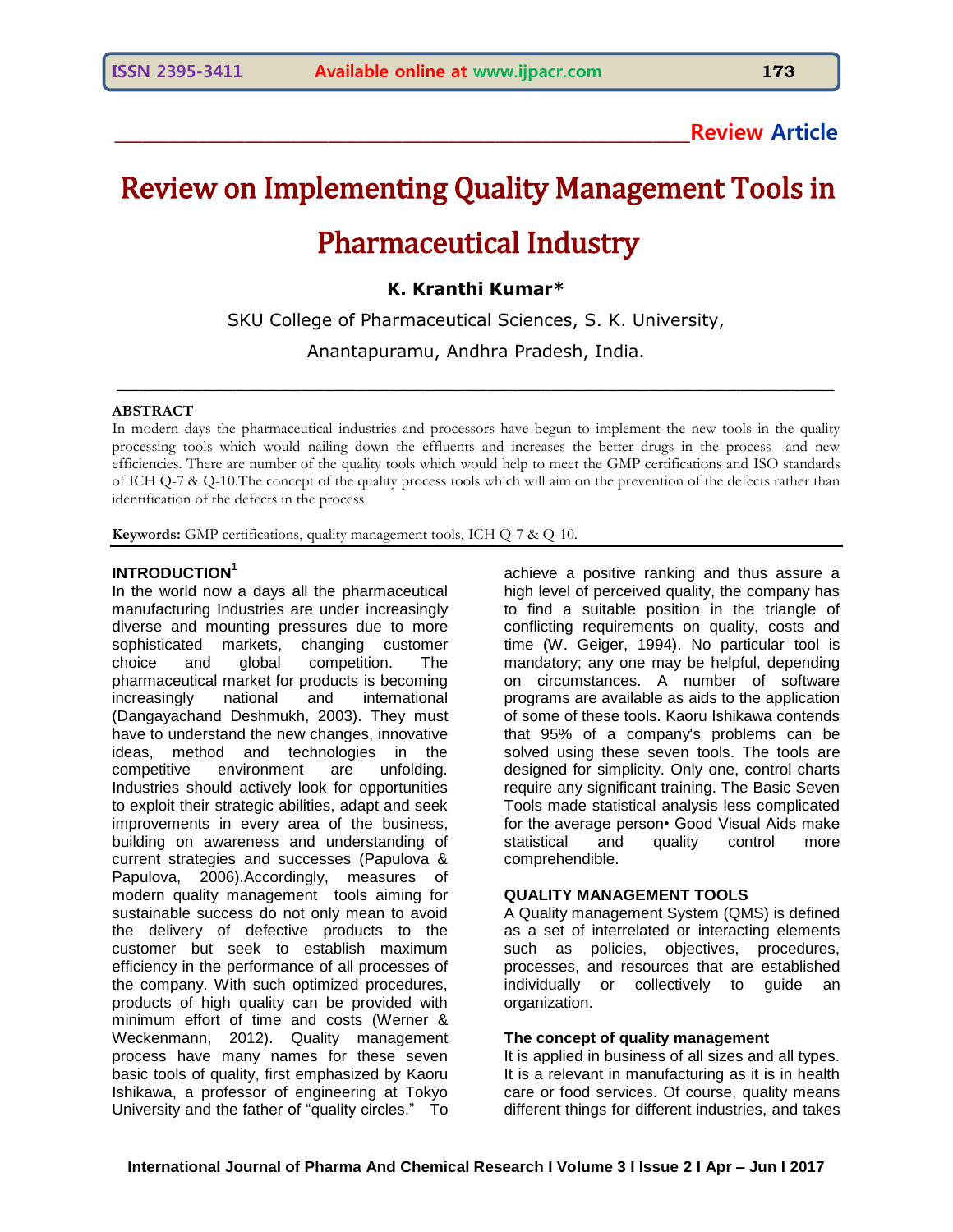Review Article

# Review on Implementing Quality Management Tools in Pharmaceutical Industry

**K. Kranthi Kumar***

SKU College of Pharmaceutical Sciences, S. K. University,
Anantapuramu, Andhra Pradesh, India.

**ABSTRACT**

In modern days the pharmaceutical industries and processors have begun to implement the new tools in the quality processing tools which would nailing down the effluents and increases the better drugs in the process and new efficiencies. There are number of the quality tools which would help to meet the GMP certifications and ISO standards of ICH Q-7 & Q-10.The concept of the quality process tools which will aim on the prevention of the defects rather than identification of the defects in the process.

**Keywords:** GMP certifications, quality management tools, ICH Q-7 & Q-10.

## INTRODUCTION[1]

In the world now a days all the pharmaceutical manufacturing Industries are under increasingly diverse and mounting pressures due to more sophisticated markets, changing customer choice and global competition. The pharmaceutical market for products is becoming increasingly national and international (Dangayachand Deshmukh, 2003). They must have to understand the new changes, innovative ideas, method and technologies in the competitive environment are unfolding. Industries should actively look for opportunities to exploit their strategic abilities, adapt and seek improvements in every area of the business, building on awareness and understanding of current strategies and successes (Papulova & Papulova, 2006).Accordingly, measures of modern quality management tools aiming for sustainable success do not only mean to avoid the delivery of defective products to the customer but seek to establish maximum efficiency in the performance of all processes of the company. With such optimized procedures, products of high quality can be provided with minimum effort of time and costs (Werner & Weckenmann, 2012). Quality management process have many names for these seven basic tools of quality, first emphasized by Kaoru Ishikawa, a professor of engineering at Tokyo University and the father of "quality circles." To achieve a positive ranking and thus assure a high level of perceived quality, the company has to find a suitable position in the triangle of conflicting requirements on quality, costs and time (W. Geiger, 1994). No particular tool is mandatory; any one may be helpful, depending on circumstances. A number of software programs are available as aids to the application of some of these tools. Kaoru Ishikawa contends that 95% of a company's problems can be solved using these seven tools. The tools are designed for simplicity. Only one, control charts require any significant training. The Basic Seven Tools made statistical analysis less complicated for the average person• Good Visual Aids make statistical and quality control more comprehendible.

## QUALITY MANAGEMENT TOOLS

A Quality management System (QMS) is defined as a set of interrelated or interacting elements such as policies, objectives, procedures, processes, and resources that are established individually or collectively to guide an organization.

### The concept of quality management

It is applied in business of all sizes and all types. It is a relevant in manufacturing as it is in health care or food services. Of course, quality means different things for different industries, and takes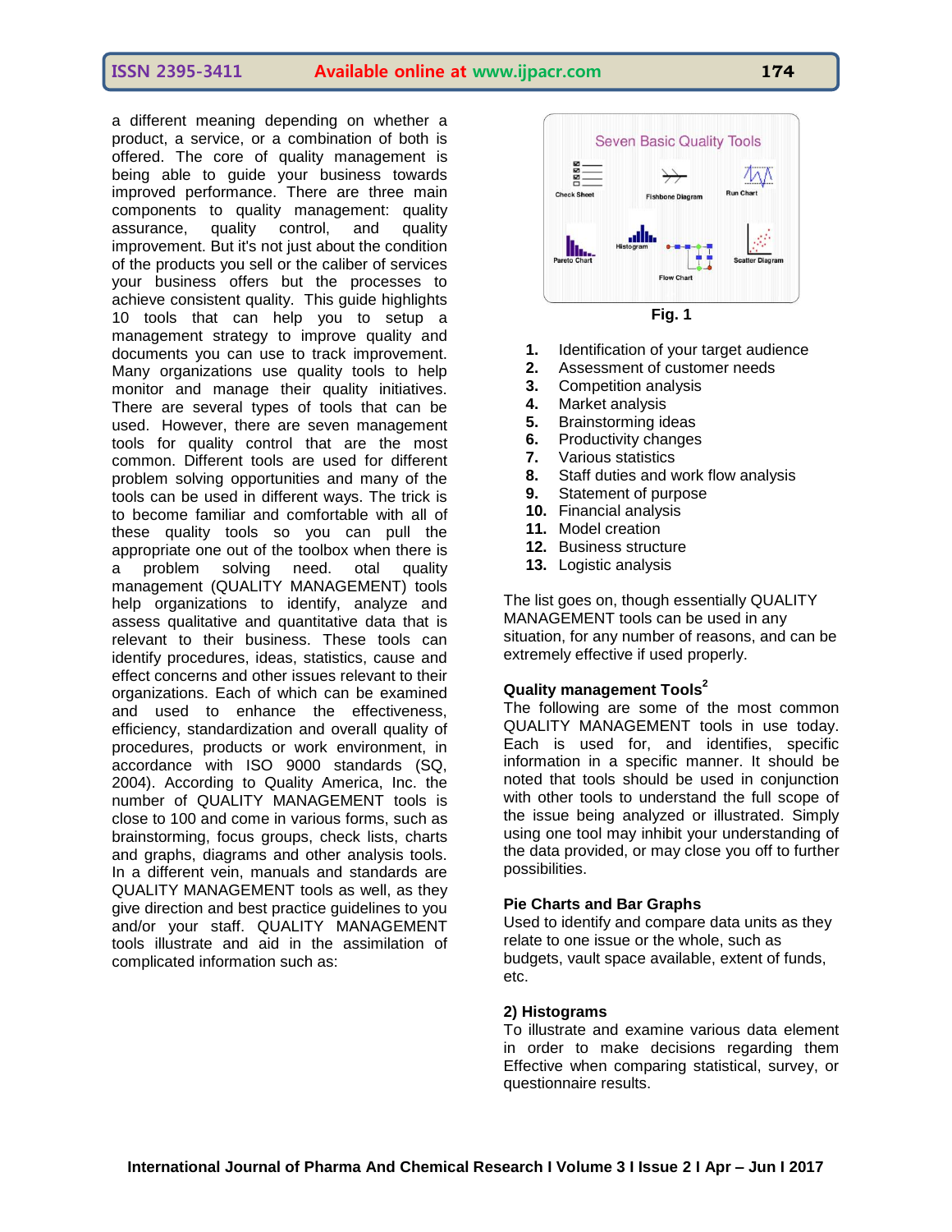a different meaning depending on whether a product, a service, or a combination of both is offered. The core of quality management is being able to guide your business towards improved performance. There are three main components to quality management: quality assurance, quality control, and quality improvement. But it's not just about the condition of the products you sell or the caliber of services your business offers but the processes to achieve consistent quality. This guide highlights 10 tools that can help you to setup a management strategy to improve quality and documents you can use to track improvement. Many organizations use quality tools to help monitor and manage their quality initiatives. There are several types of tools that can be used. However, there are seven management tools for quality control that are the most common. Different tools are used for different problem solving opportunities and many of the tools can be used in different ways. The trick is to become familiar and comfortable with all of these quality tools so you can pull the appropriate one out of the toolbox when there is a problem solving need. otal quality management (QUALITY MANAGEMENT) tools help organizations to identify, analyze and assess qualitative and quantitative data that is relevant to their business. These tools can identify procedures, ideas, statistics, cause and effect concerns and other issues relevant to their organizations. Each of which can be examined and used to enhance the effectiveness, efficiency, standardization and overall quality of procedures, products or work environment, in accordance with ISO 9000 standards (SQ, 2004). According to Quality America, Inc. the number of QUALITY MANAGEMENT tools is close to 100 and come in various forms, such as brainstorming, focus groups, check lists, charts and graphs, diagrams and other analysis tools. In a different vein, manuals and standards are QUALITY MANAGEMENT tools as well, as they give direction and best practice guidelines to you and/or your staff. QUALITY MANAGEMENT tools illustrate and aid in the assimilation of complicated information such as:

Seven Basic Quality Tools

Check Sheet, Fishbone Diagram, Run Chart, Pareto Chart, Histogram, Flow Chart, Scatter Diagram

**Fig. 1**

1. Identification of your target audience
2. Assessment of customer needs
3. Competition analysis
4. Market analysis
5. Brainstorming ideas
6. Productivity changes
7. Various statistics
8. Staff duties and work flow analysis
9. Statement of purpose
10. Financial analysis
11. Model creation
12. Business structure
13. Logistic analysis

The list goes on, though essentially QUALITY MANAGEMENT tools can be used in any situation, for any number of reasons, and can be extremely effective if used properly.

**Quality management Tools[2]**

The following are some of the most common QUALITY MANAGEMENT tools in use today. Each is used for, and identifies, specific information in a specific manner. It should be noted that tools should be used in conjunction with other tools to understand the full scope of the issue being analyzed or illustrated. Simply using one tool may inhibit your understanding of the data provided, or may close you off to further possibilities.

**Pie Charts and Bar Graphs**

Used to identify and compare data units as they relate to one issue or the whole, such as budgets, vault space available, extent of funds, etc.

**2) Histograms**

To illustrate and examine various data element in order to make decisions regarding them Effective when comparing statistical, survey, or questionnaire results.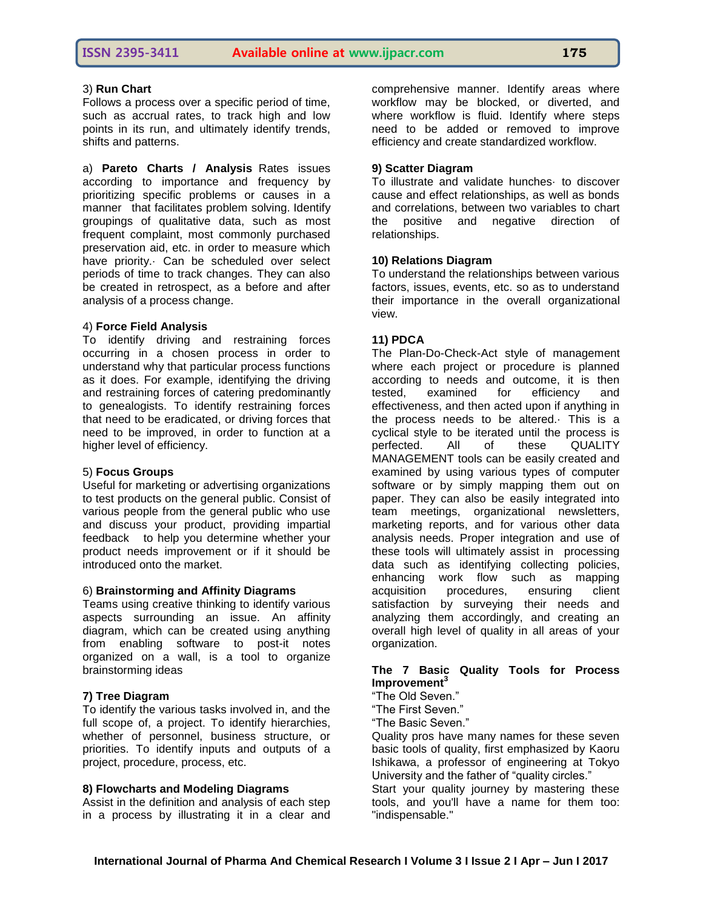3) **Run Chart**

Follows a process over a specific period of time, such as accrual rates, to track high and low points in its run, and ultimately identify trends, shifts and patterns.

a) **Pareto Charts / Analysis** Rates issues according to importance and frequency by prioritizing specific problems or causes in a manner that facilitates problem solving. Identify groupings of qualitative data, such as most frequent complaint, most commonly purchased preservation aid, etc. in order to measure which have priority.· Can be scheduled over select periods of time to track changes. They can also be created in retrospect, as a before and after analysis of a process change.

4) **Force Field Analysis**

To identify driving and restraining forces occurring in a chosen process in order to understand why that particular process functions as it does. For example, identifying the driving and restraining forces of catering predominantly to genealogists. To identify restraining forces that need to be eradicated, or driving forces that need to be improved, in order to function at a higher level of efficiency.

5) **Focus Groups**

Useful for marketing or advertising organizations to test products on the general public. Consist of various people from the general public who use and discuss your product, providing impartial feedback to help you determine whether your product needs improvement or if it should be introduced onto the market.

6) **Brainstorming and Affinity Diagrams**

Teams using creative thinking to identify various aspects surrounding an issue. An affinity diagram, which can be created using anything from enabling software to post-it notes organized on a wall, is a tool to organize brainstorming ideas

**7) Tree Diagram**

To identify the various tasks involved in, and the full scope of, a project. To identify hierarchies, whether of personnel, business structure, or priorities. To identify inputs and outputs of a project, procedure, process, etc.

**8) Flowcharts and Modeling Diagrams**

Assist in the definition and analysis of each step in a process by illustrating it in a clear and comprehensive manner. Identify areas where workflow may be blocked, or diverted, and where workflow is fluid. Identify where steps need to be added or removed to improve efficiency and create standardized workflow.

**9) Scatter Diagram**

To illustrate and validate hunches· to discover cause and effect relationships, as well as bonds and correlations, between two variables to chart the positive and negative direction of relationships.

**10) Relations Diagram**

To understand the relationships between various factors, issues, events, etc. so as to understand their importance in the overall organizational view.

**11) PDCA**

The Plan-Do-Check-Act style of management where each project or procedure is planned according to needs and outcome, it is then tested, examined for efficiency and effectiveness, and then acted upon if anything in the process needs to be altered.· This is a cyclical style to be iterated until the process is perfected. All of these QUALITY MANAGEMENT tools can be easily created and examined by using various types of computer software or by simply mapping them out on paper. They can also be easily integrated into team meetings, organizational newsletters, marketing reports, and for various other data analysis needs. Proper integration and use of these tools will ultimately assist in processing data such as identifying collecting policies, enhancing work flow such as mapping acquisition procedures, ensuring client satisfaction by surveying their needs and analyzing them accordingly, and creating an overall high level of quality in all areas of your organization.

**The 7 Basic Quality Tools for Process Improvement**[3]

"The Old Seven."

"The First Seven."

"The Basic Seven."

Quality pros have many names for these seven basic tools of quality, first emphasized by Kaoru Ishikawa, a professor of engineering at Tokyo University and the father of "quality circles."

Start your quality journey by mastering these tools, and you'll have a name for them too: "indispensable."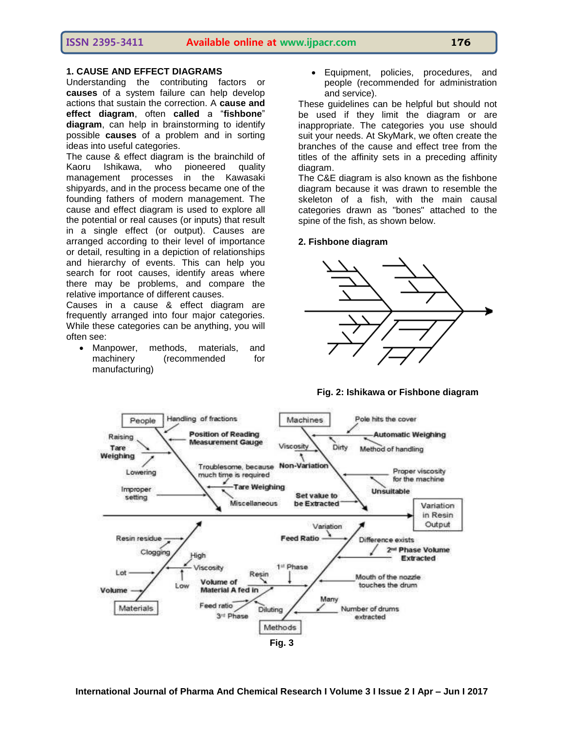## 1. CAUSE AND EFFECT DIAGRAMS

Understanding the contributing factors or **causes** of a system failure can help develop actions that sustain the correction. A **cause and effect diagram**, often **called** a "**fishbone**" **diagram**, can help in brainstorming to identify possible **causes** of a problem and in sorting ideas into useful categories.

The cause & effect diagram is the brainchild of Kaoru Ishikawa, who pioneered quality management processes in the Kawasaki shipyards, and in the process became one of the founding fathers of modern management. The cause and effect diagram is used to explore all the potential or real causes (or inputs) that result in a single effect (or output). Causes are arranged according to their level of importance or detail, resulting in a depiction of relationships and hierarchy of events. This can help you search for root causes, identify areas where there may be problems, and compare the relative importance of different causes.

Causes in a cause & effect diagram are frequently arranged into four major categories. While these categories can be anything, you will often see:

- Manpower, methods, materials, and machinery (recommended for manufacturing)
- Equipment, policies, procedures, and people (recommended for administration and service).

These guidelines can be helpful but should not be used if they limit the diagram or are inappropriate. The categories you use should suit your needs. At SkyMark, we often create the branches of the cause and effect tree from the titles of the affinity sets in a preceding affinity diagram.

The C&E diagram is also known as the fishbone diagram because it was drawn to resemble the skeleton of a fish, with the main causal categories drawn as "bones" attached to the spine of the fish, as shown below.

## 2. Fishbone diagram

Fig. 2: Ishikawa or Fishbone diagram

People
Handling of fractions
Raising
Tare Weighing
Lowering
Position of Reading Measurement Gauge
Improper setting
Troublesome, because much time is required
Tare Weighing
Miscellaneous
Machines
Pole hits the cover
Automatic Weighing
Viscosity
Dirty
Method of handling
Non-Variation
Proper viscosity for the machine
Unsuitable
Set value to be Extracted
Variation in Resin Output
Resin residue
Clogging
High
Viscosity
Low
Lot
Volume
Materials
Volume of Material A fed in
Resin
1st Phase
Feed ratio
3rd Phase
Diluting
Methods
Variation
Feed Ratio
Difference exists
2nd Phase Volume Extracted
Mouth of the nozzle touches the drum
Many
Number of drums extracted

Fig. 3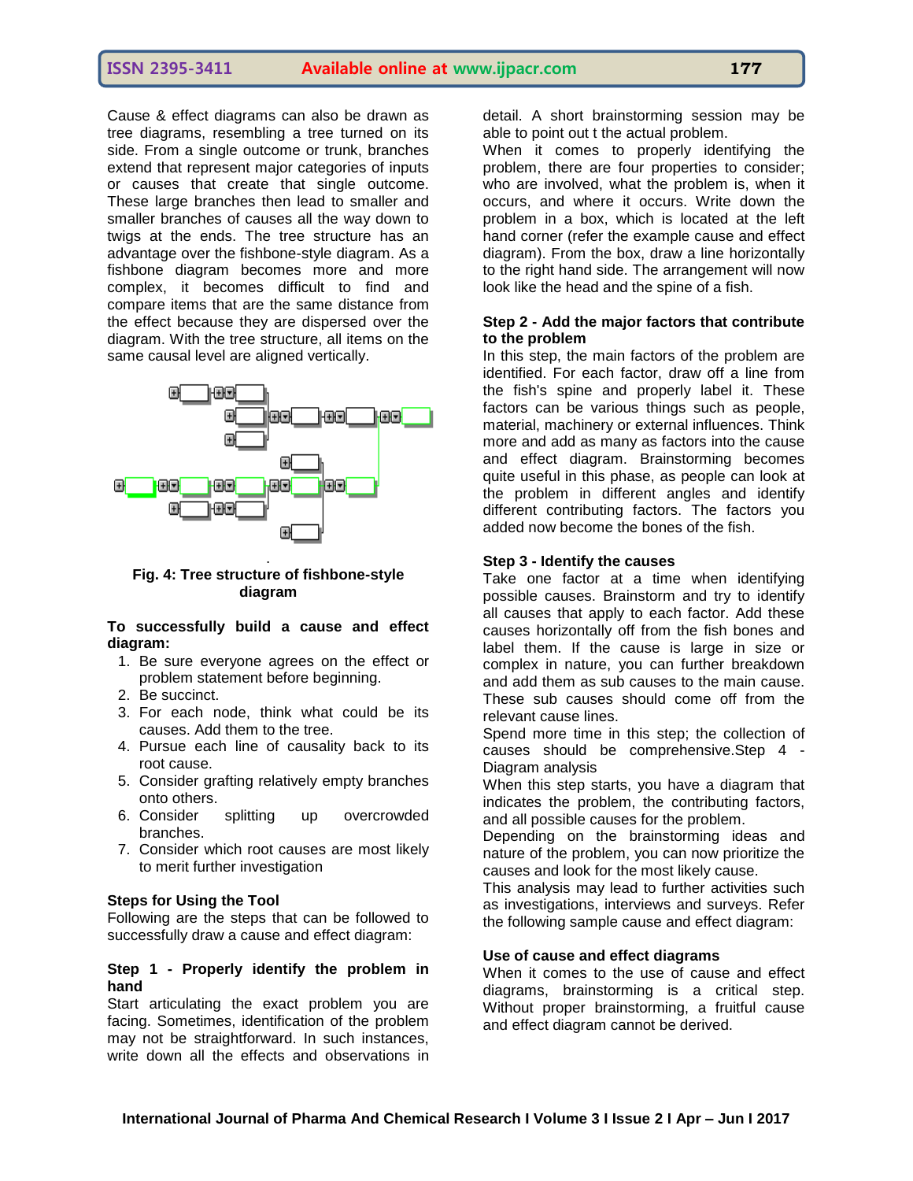Cause & effect diagrams can also be drawn as tree diagrams, resembling a tree turned on its side. From a single outcome or trunk, branches extend that represent major categories of inputs or causes that create that single outcome. These large branches then lead to smaller and smaller branches of causes all the way down to twigs at the ends. The tree structure has an advantage over the fishbone-style diagram. As a fishbone diagram becomes more and more complex, it becomes difficult to find and compare items that are the same distance from the effect because they are dispersed over the diagram. With the tree structure, all items on the same causal level are aligned vertically.

**Fig. 4: Tree structure of fishbone-style diagram**

**To successfully build a cause and effect diagram:**

1. Be sure everyone agrees on the effect or problem statement before beginning.
2. Be succinct.
3. For each node, think what could be its causes. Add them to the tree.
4. Pursue each line of causality back to its root cause.
5. Consider grafting relatively empty branches onto others.
6. Consider splitting up overcrowded branches.
7. Consider which root causes are most likely to merit further investigation

**Steps for Using the Tool**

Following are the steps that can be followed to successfully draw a cause and effect diagram:

**Step 1 - Properly identify the problem in hand**

Start articulating the exact problem you are facing. Sometimes, identification of the problem may not be straightforward. In such instances, write down all the effects and observations in detail. A short brainstorming session may be able to point out t the actual problem.

When it comes to properly identifying the problem, there are four properties to consider; who are involved, what the problem is, when it occurs, and where it occurs. Write down the problem in a box, which is located at the left hand corner (refer the example cause and effect diagram). From the box, draw a line horizontally to the right hand side. The arrangement will now look like the head and the spine of a fish.

**Step 2 - Add the major factors that contribute to the problem**

In this step, the main factors of the problem are identified. For each factor, draw off a line from the fish's spine and properly label it. These factors can be various things such as people, material, machinery or external influences. Think more and add as many as factors into the cause and effect diagram. Brainstorming becomes quite useful in this phase, as people can look at the problem in different angles and identify different contributing factors. The factors you added now become the bones of the fish.

**Step 3 - Identify the causes**

Take one factor at a time when identifying possible causes. Brainstorm and try to identify all causes that apply to each factor. Add these causes horizontally off from the fish bones and label them. If the cause is large in size or complex in nature, you can further breakdown and add them as sub causes to the main cause. These sub causes should come off from the relevant cause lines.

Spend more time in this step; the collection of causes should be comprehensive.Step 4 - Diagram analysis

When this step starts, you have a diagram that indicates the problem, the contributing factors, and all possible causes for the problem.

Depending on the brainstorming ideas and nature of the problem, you can now prioritize the causes and look for the most likely cause.

This analysis may lead to further activities such as investigations, interviews and surveys. Refer the following sample cause and effect diagram:

**Use of cause and effect diagrams**

When it comes to the use of cause and effect diagrams, brainstorming is a critical step. Without proper brainstorming, a fruitful cause and effect diagram cannot be derived.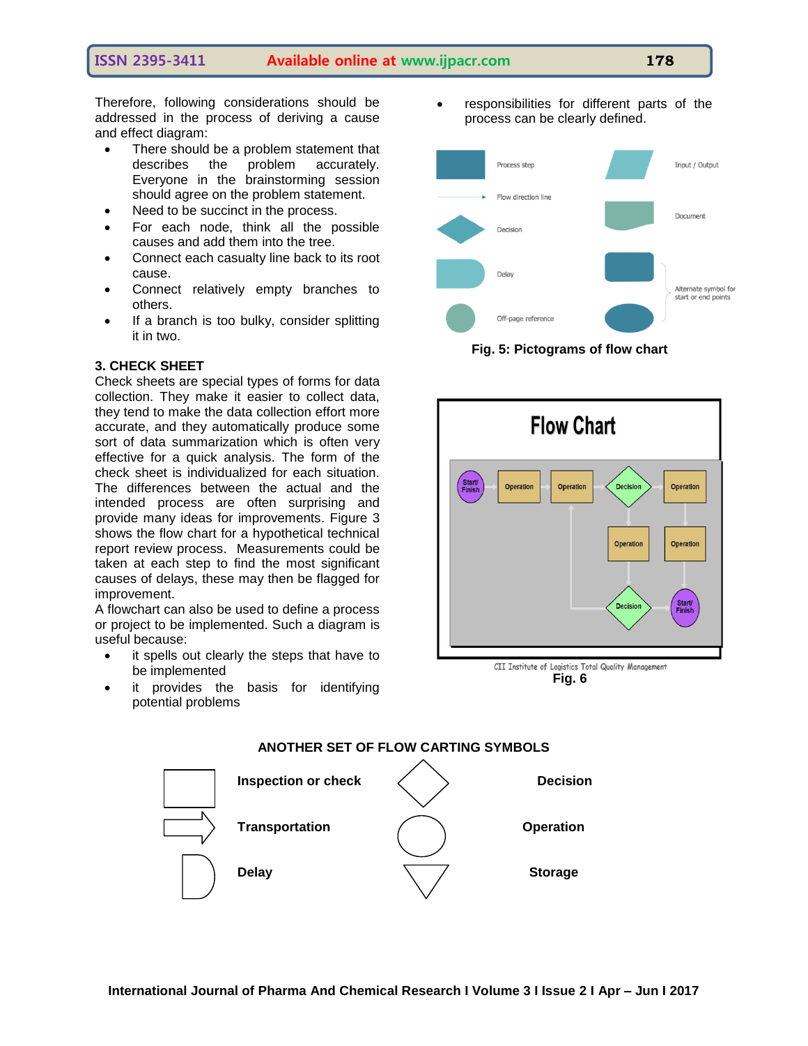Therefore, following considerations should be addressed in the process of deriving a cause and effect diagram:

- There should be a problem statement that describes the problem accurately. Everyone in the brainstorming session should agree on the problem statement.
- Need to be succinct in the process.
- For each node, think all the possible causes and add them into the tree.
- Connect each casualty line back to its root cause.
- Connect relatively empty branches to others.
- If a branch is too bulky, consider splitting it in two.

### 3. CHECK SHEET

Check sheets are special types of forms for data collection. They make it easier to collect data, they tend to make the data collection effort more accurate, and they automatically produce some sort of data summarization which is often very effective for a quick analysis. The form of the check sheet is individualized for each situation. The differences between the actual and the intended process are often surprising and provide many ideas for improvements. Figure 3 shows the flow chart for a hypothetical technical report review process. Measurements could be taken at each step to find the most significant causes of delays, these may then be flagged for improvement.

A flowchart can also be used to define a process or project to be implemented. Such a diagram is useful because:

- it spells out clearly the steps that have to be implemented
- it provides the basis for identifying potential problems
- responsibilities for different parts of the process can be clearly defined.

Process step
Input / Output
Flow direction line
Document
Decision
Delay
Alternate symbol for start or end points
Off-page reference

**Fig. 5: Pictograms of flow chart**

Flow Chart

Start/Finish
Operation
Operation
Decision
Operation
Operation
Operation
Decision
Start/Finish

CII Institute of Logistics Total Quality Management

**Fig. 6**

**ANOTHER SET OF FLOW CARTING SYMBOLS**

**Inspection or check**
**Decision**
**Transportation**
**Operation**
**Delay**
**Storage**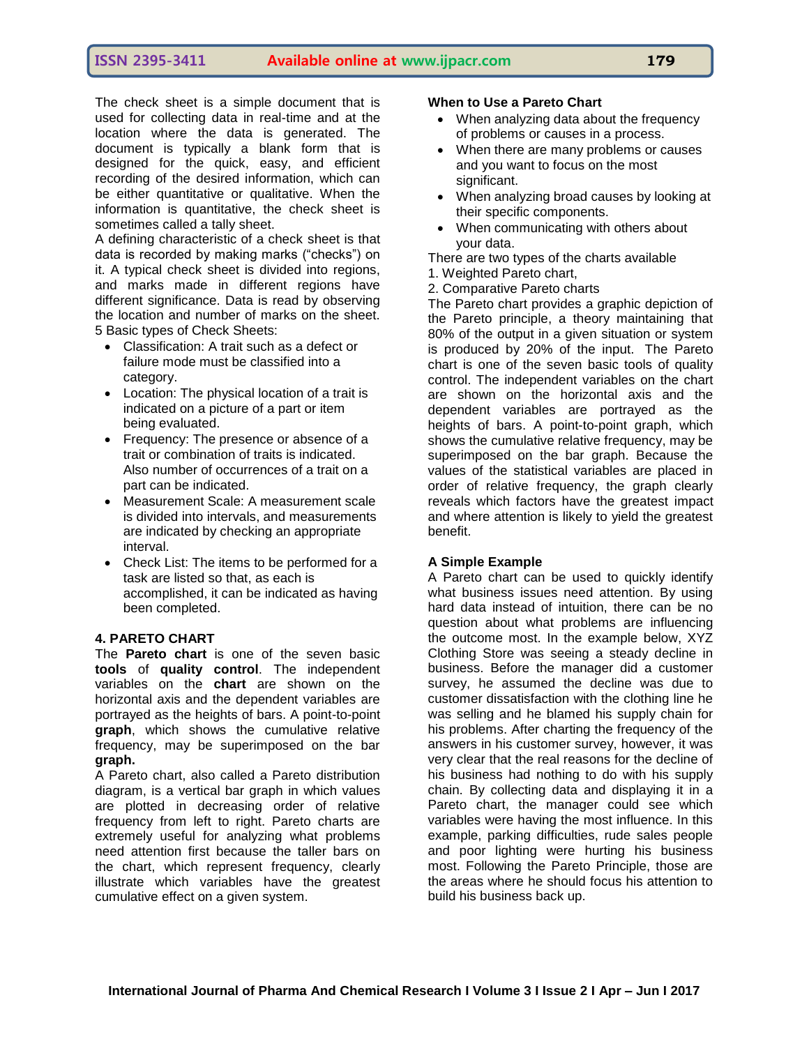The check sheet is a simple document that is used for collecting data in real-time and at the location where the data is generated. The document is typically a blank form that is designed for the quick, easy, and efficient recording of the desired information, which can be either quantitative or qualitative. When the information is quantitative, the check sheet is sometimes called a tally sheet.

A defining characteristic of a check sheet is that data is recorded by making marks ("checks") on it. A typical check sheet is divided into regions, and marks made in different regions have different significance. Data is read by observing the location and number of marks on the sheet.

5 Basic types of Check Sheets:

- Classification: A trait such as a defect or failure mode must be classified into a category.
- Location: The physical location of a trait is indicated on a picture of a part or item being evaluated.
- Frequency: The presence or absence of a trait or combination of traits is indicated. Also number of occurrences of a trait on a part can be indicated.
- Measurement Scale: A measurement scale is divided into intervals, and measurements are indicated by checking an appropriate interval.
- Check List: The items to be performed for a task are listed so that, as each is accomplished, it can be indicated as having been completed.

## 4. PARETO CHART

The **Pareto chart** is one of the seven basic **tools** of **quality control**. The independent variables on the **chart** are shown on the horizontal axis and the dependent variables are portrayed as the heights of bars. A point-to-point **graph**, which shows the cumulative relative frequency, may be superimposed on the bar **graph.**

A Pareto chart, also called a Pareto distribution diagram, is a vertical bar graph in which values are plotted in decreasing order of relative frequency from left to right. Pareto charts are extremely useful for analyzing what problems need attention first because the taller bars on the chart, which represent frequency, clearly illustrate which variables have the greatest cumulative effect on a given system.

**When to Use a Pareto Chart**

- When analyzing data about the frequency of problems or causes in a process.
- When there are many problems or causes and you want to focus on the most significant.
- When analyzing broad causes by looking at their specific components.
- When communicating with others about your data.

There are two types of the charts available

1. Weighted Pareto chart,
2. Comparative Pareto charts

The Pareto chart provides a graphic depiction of the Pareto principle, a theory maintaining that 80% of the output in a given situation or system is produced by 20% of the input. The Pareto chart is one of the seven basic tools of quality control. The independent variables on the chart are shown on the horizontal axis and the dependent variables are portrayed as the heights of bars. A point-to-point graph, which shows the cumulative relative frequency, may be superimposed on the bar graph. Because the values of the statistical variables are placed in order of relative frequency, the graph clearly reveals which factors have the greatest impact and where attention is likely to yield the greatest benefit.

**A Simple Example**

A Pareto chart can be used to quickly identify what business issues need attention. By using hard data instead of intuition, there can be no question about what problems are influencing the outcome most. In the example below, XYZ Clothing Store was seeing a steady decline in business. Before the manager did a customer survey, he assumed the decline was due to customer dissatisfaction with the clothing line he was selling and he blamed his supply chain for his problems. After charting the frequency of the answers in his customer survey, however, it was very clear that the real reasons for the decline of his business had nothing to do with his supply chain. By collecting data and displaying it in a Pareto chart, the manager could see which variables were having the most influence. In this example, parking difficulties, rude sales people and poor lighting were hurting his business most. Following the Pareto Principle, those are the areas where he should focus his attention to build his business back up.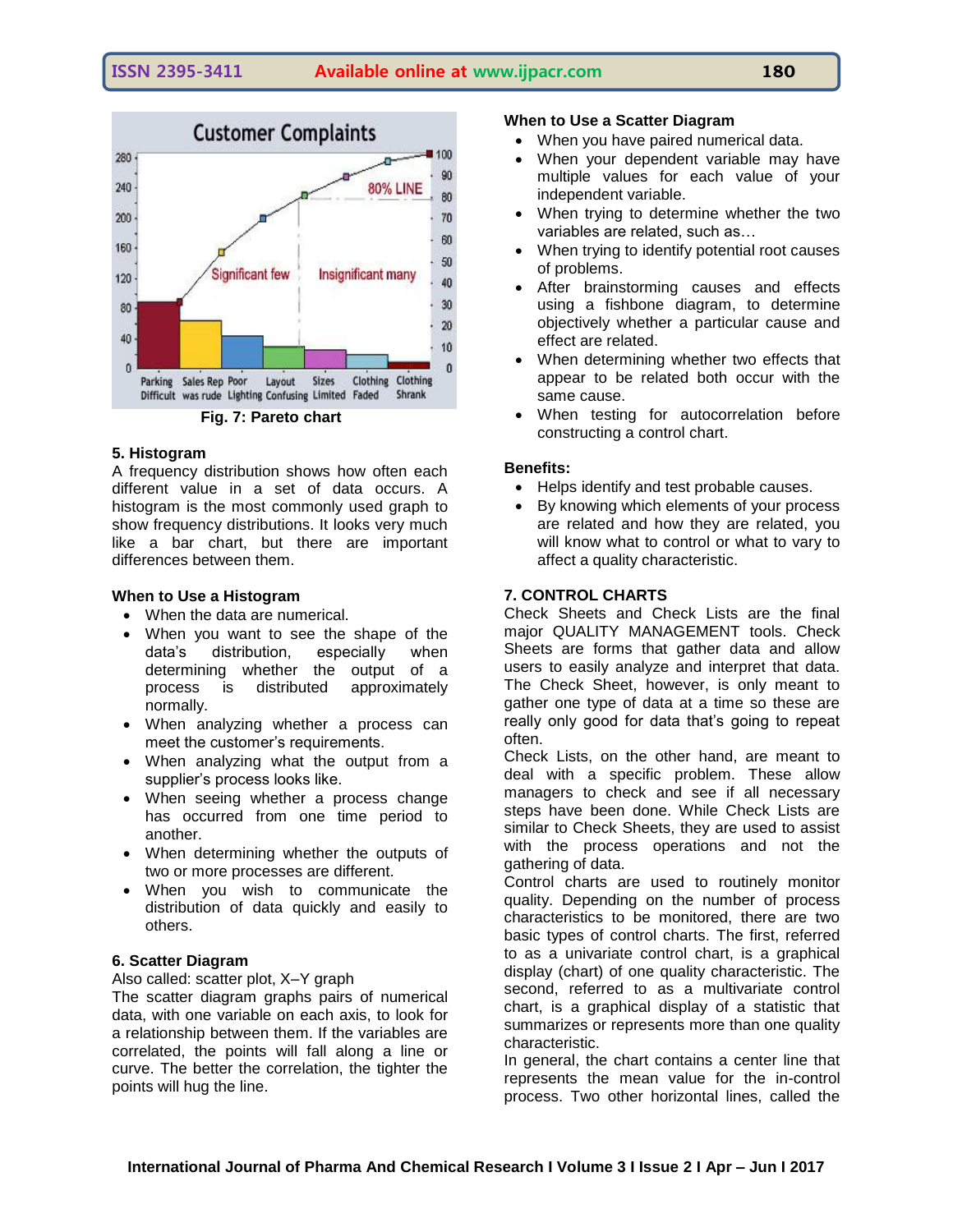Customer Complaints

280
240
200
160
120
80
40
0

100
90
80
70
60
50
40
30
20
10
0

80% LINE

Significant few

Insignificant many

Parking Difficult
Sales Rep was rude
Poor Lighting
Layout Confusing
Sizes Limited
Clothing Faded
Clothing Shrank

**Fig. 7: Pareto chart**

### 5. Histogram

A frequency distribution shows how often each different value in a set of data occurs. A histogram is the most commonly used graph to show frequency distributions. It looks very much like a bar chart, but there are important differences between them.

#### When to Use a Histogram

- When the data are numerical.
- When you want to see the shape of the data's distribution, especially when determining whether the output of a process is distributed approximately normally.
- When analyzing whether a process can meet the customer's requirements.
- When analyzing what the output from a supplier's process looks like.
- When seeing whether a process change has occurred from one time period to another.
- When determining whether the outputs of two or more processes are different.
- When you wish to communicate the distribution of data quickly and easily to others.

### 6. Scatter Diagram

Also called: scatter plot, X–Y graph

The scatter diagram graphs pairs of numerical data, with one variable on each axis, to look for a relationship between them. If the variables are correlated, the points will fall along a line or curve. The better the correlation, the tighter the points will hug the line.

#### When to Use a Scatter Diagram

- When you have paired numerical data.
- When your dependent variable may have multiple values for each value of your independent variable.
- When trying to determine whether the two variables are related, such as…
- When trying to identify potential root causes of problems.
- After brainstorming causes and effects using a fishbone diagram, to determine objectively whether a particular cause and effect are related.
- When determining whether two effects that appear to be related both occur with the same cause.
- When testing for autocorrelation before constructing a control chart.

#### Benefits:

- Helps identify and test probable causes.
- By knowing which elements of your process are related and how they are related, you will know what to control or what to vary to affect a quality characteristic.

### 7. CONTROL CHARTS

Check Sheets and Check Lists are the final major QUALITY MANAGEMENT tools. Check Sheets are forms that gather data and allow users to easily analyze and interpret that data. The Check Sheet, however, is only meant to gather one type of data at a time so these are really only good for data that's going to repeat often.

Check Lists, on the other hand, are meant to deal with a specific problem. These allow managers to check and see if all necessary steps have been done. While Check Lists are similar to Check Sheets, they are used to assist with the process operations and not the gathering of data.

Control charts are used to routinely monitor quality. Depending on the number of process characteristics to be monitored, there are two basic types of control charts. The first, referred to as a univariate control chart, is a graphical display (chart) of one quality characteristic. The second, referred to as a multivariate control chart, is a graphical display of a statistic that summarizes or represents more than one quality characteristic.

In general, the chart contains a center line that represents the mean value for the in-control process. Two other horizontal lines, called the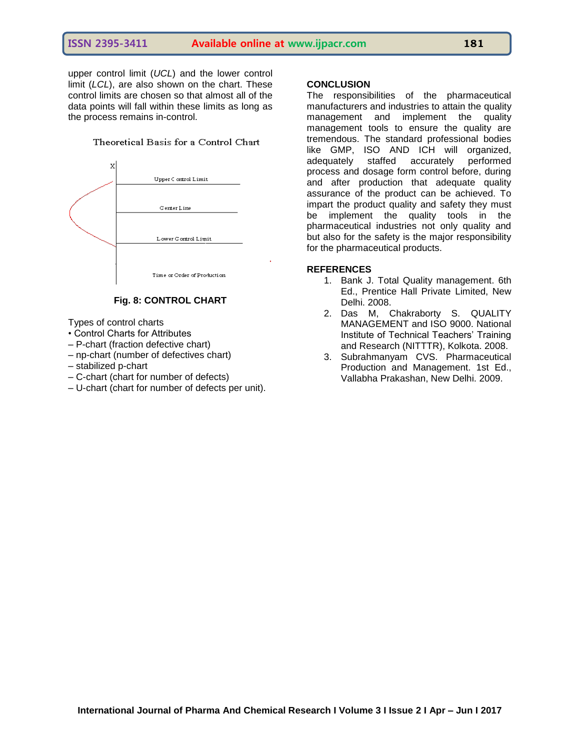upper control limit (*UCL*) and the lower control limit (*LCL*), are also shown on the chart. These control limits are chosen so that almost all of the data points will fall within these limits as long as the process remains in-control.

Theoretical Basis for a Control Chart

X

Upper Control Limit

Center Line

Lower Control Limit

Time or Order of Production

**Fig. 8: CONTROL CHART**

Types of control charts

- Control Charts for Attributes
  – P-chart (fraction defective chart)
  – np-chart (number of defectives chart)
  – stabilized p-chart
  – C-chart (chart for number of defects)
  – U-chart (chart for number of defects per unit).

## CONCLUSION

The responsibilities of the pharmaceutical manufacturers and industries to attain the quality management and implement the quality management tools to ensure the quality are tremendous. The standard professional bodies like GMP, ISO AND ICH will organized, adequately staffed accurately performed process and dosage form control before, during and after production that adequate quality assurance of the product can be achieved. To impart the product quality and safety they must be implement the quality tools in the pharmaceutical industries not only quality and but also for the safety is the major responsibility for the pharmaceutical products.

## REFERENCES

1. Bank J. Total Quality management. 6th Ed., Prentice Hall Private Limited, New Delhi. 2008.
2. Das M, Chakraborty S. QUALITY MANAGEMENT and ISO 9000. National Institute of Technical Teachers' Training and Research (NITTTR), Kolkota. 2008.
3. Subrahmanyam CVS. Pharmaceutical Production and Management. 1st Ed., Vallabha Prakashan, New Delhi. 2009.